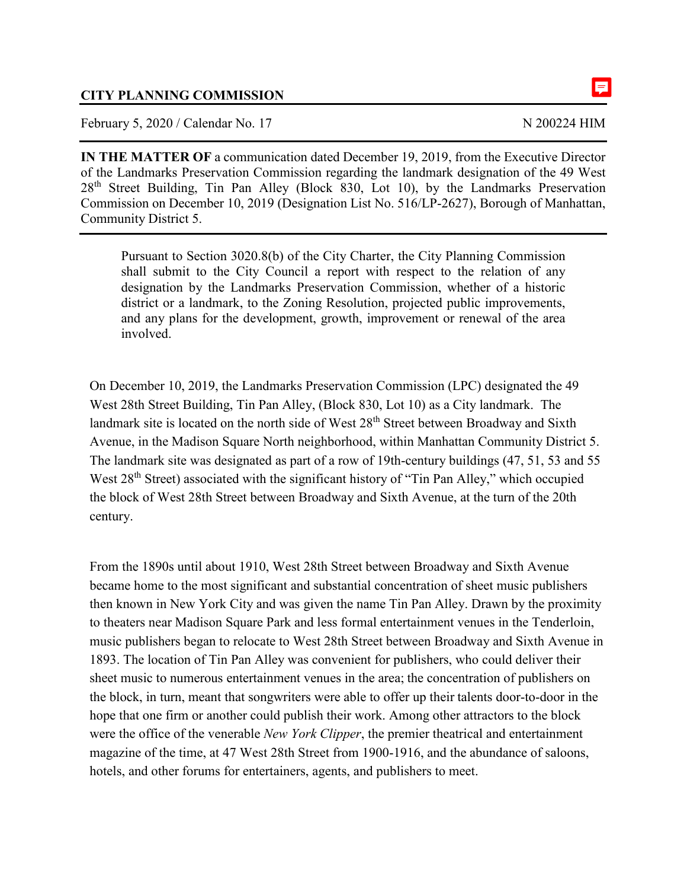**CITY PLANNING COMMISSION**

February 5, 2020 / Calendar No. 17 N 200224 HIM

---

**IN THE MATTER OF** a communication dated December 19, 2019, from the Executive Director of the Landmarks Preservation Commission regarding the landmark designation of the 49 West 28th Street Building, Tin Pan Alley (Block 830, Lot 10), by the Landmarks Preservation Commission on December 10, 2019 (Designation List No. 516/LP-2627), Borough of Manhattan, Community District 5.

---

> Pursuant to Section 3020.8(b) of the City Charter, the City Planning Commission shall submit to the City Council a report with respect to the relation of any designation by the Landmarks Preservation Commission, whether of a historic district or a landmark, to the Zoning Resolution, projected public improvements, and any plans for the development, growth, improvement or renewal of the area involved.

On December 10, 2019, the Landmarks Preservation Commission (LPC) designated the 49 West 28th Street Building, Tin Pan Alley, (Block 830, Lot 10) as a City landmark. The landmark site is located on the north side of West 28th Street between Broadway and Sixth Avenue, in the Madison Square North neighborhood, within Manhattan Community District 5. The landmark site was designated as part of a row of 19th-century buildings (47, 51, 53 and 55 West 28th Street) associated with the significant history of "Tin Pan Alley," which occupied the block of West 28th Street between Broadway and Sixth Avenue, at the turn of the 20th century.

From the 1890s until about 1910, West 28th Street between Broadway and Sixth Avenue became home to the most significant and substantial concentration of sheet music publishers then known in New York City and was given the name Tin Pan Alley. Drawn by the proximity to theaters near Madison Square Park and less formal entertainment venues in the Tenderloin, music publishers began to relocate to West 28th Street between Broadway and Sixth Avenue in 1893. The location of Tin Pan Alley was convenient for publishers, who could deliver their sheet music to numerous entertainment venues in the area; the concentration of publishers on the block, in turn, meant that songwriters were able to offer up their talents door-to-door in the hope that one firm or another could publish their work. Among other attractors to the block were the office of the venerable *New York Clipper*, the premier theatrical and entertainment magazine of the time, at 47 West 28th Street from 1900-1916, and the abundance of saloons, hotels, and other forums for entertainers, agents, and publishers to meet.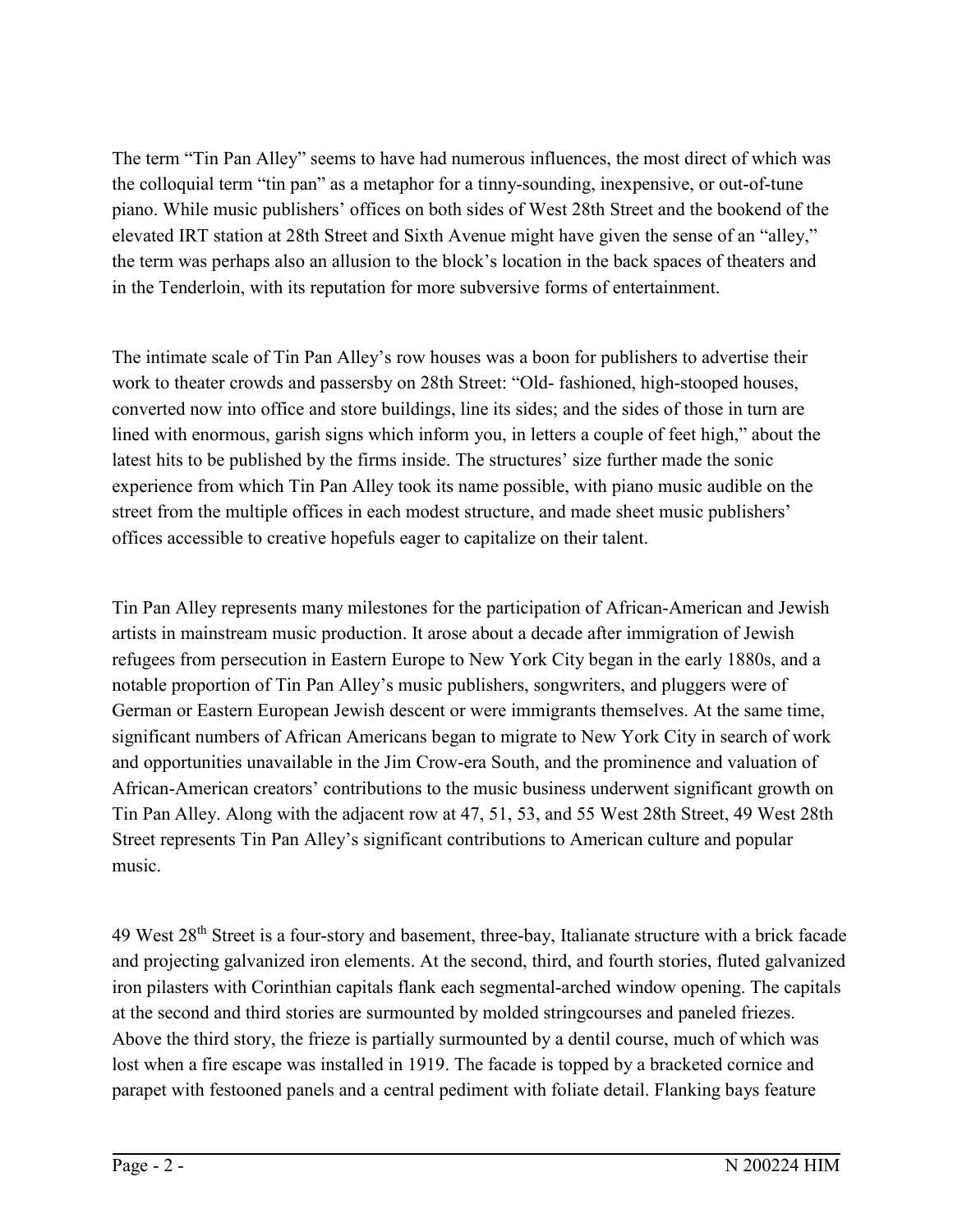The term “Tin Pan Alley” seems to have had numerous influences, the most direct of which was the colloquial term “tin pan” as a metaphor for a tinny-sounding, inexpensive, or out-of-tune piano. While music publishers’ offices on both sides of West 28th Street and the bookend of the elevated IRT station at 28th Street and Sixth Avenue might have given the sense of an “alley,” the term was perhaps also an allusion to the block’s location in the back spaces of theaters and in the Tenderloin, with its reputation for more subversive forms of entertainment.

The intimate scale of Tin Pan Alley’s row houses was a boon for publishers to advertise their work to theater crowds and passersby on 28th Street: “Old- fashioned, high-stooped houses, converted now into office and store buildings, line its sides; and the sides of those in turn are lined with enormous, garish signs which inform you, in letters a couple of feet high,” about the latest hits to be published by the firms inside. The structures’ size further made the sonic experience from which Tin Pan Alley took its name possible, with piano music audible on the street from the multiple offices in each modest structure, and made sheet music publishers’ offices accessible to creative hopefuls eager to capitalize on their talent.

Tin Pan Alley represents many milestones for the participation of African-American and Jewish artists in mainstream music production. It arose about a decade after immigration of Jewish refugees from persecution in Eastern Europe to New York City began in the early 1880s, and a notable proportion of Tin Pan Alley’s music publishers, songwriters, and pluggers were of German or Eastern European Jewish descent or were immigrants themselves. At the same time, significant numbers of African Americans began to migrate to New York City in search of work and opportunities unavailable in the Jim Crow-era South, and the prominence and valuation of African-American creators’ contributions to the music business underwent significant growth on Tin Pan Alley. Along with the adjacent row at 47, 51, 53, and 55 West 28th Street, 49 West 28th Street represents Tin Pan Alley’s significant contributions to American culture and popular music.

49 West 28th Street is a four-story and basement, three-bay, Italianate structure with a brick facade and projecting galvanized iron elements. At the second, third, and fourth stories, fluted galvanized iron pilasters with Corinthian capitals flank each segmental-arched window opening. The capitals at the second and third stories are surmounted by molded stringcourses and paneled friezes. Above the third story, the frieze is partially surmounted by a dentil course, much of which was lost when a fire escape was installed in 1919. The facade is topped by a bracketed cornice and parapet with festooned panels and a central pediment with foliate detail. Flanking bays feature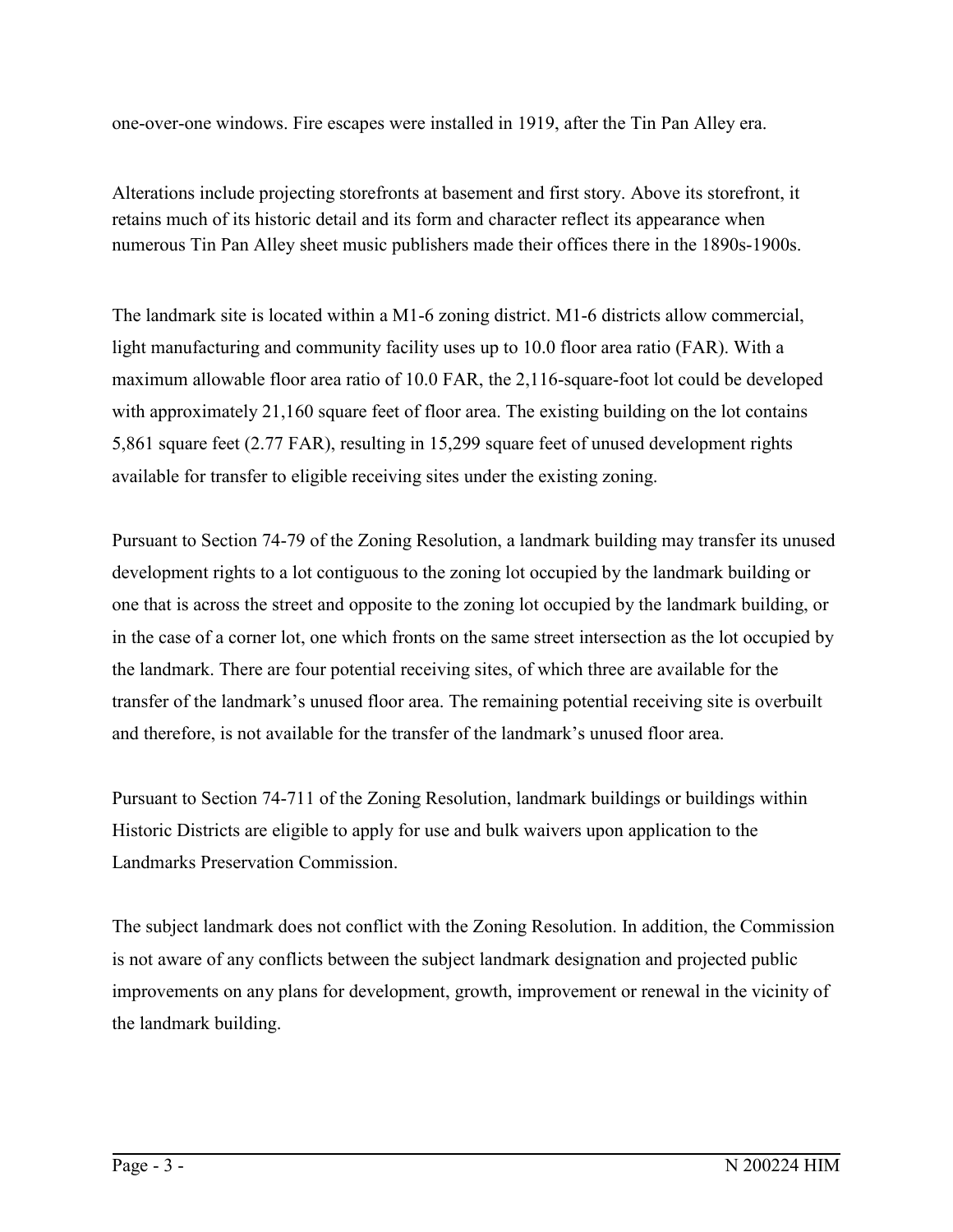one-over-one windows. Fire escapes were installed in 1919, after the Tin Pan Alley era.

Alterations include projecting storefronts at basement and first story. Above its storefront, it retains much of its historic detail and its form and character reflect its appearance when numerous Tin Pan Alley sheet music publishers made their offices there in the 1890s-1900s.

The landmark site is located within a M1-6 zoning district. M1-6 districts allow commercial, light manufacturing and community facility uses up to 10.0 floor area ratio (FAR). With a maximum allowable floor area ratio of 10.0 FAR, the 2,116-square-foot lot could be developed with approximately 21,160 square feet of floor area. The existing building on the lot contains 5,861 square feet (2.77 FAR), resulting in 15,299 square feet of unused development rights available for transfer to eligible receiving sites under the existing zoning.

Pursuant to Section 74-79 of the Zoning Resolution, a landmark building may transfer its unused development rights to a lot contiguous to the zoning lot occupied by the landmark building or one that is across the street and opposite to the zoning lot occupied by the landmark building, or in the case of a corner lot, one which fronts on the same street intersection as the lot occupied by the landmark. There are four potential receiving sites, of which three are available for the transfer of the landmark's unused floor area. The remaining potential receiving site is overbuilt and therefore, is not available for the transfer of the landmark's unused floor area.

Pursuant to Section 74-711 of the Zoning Resolution, landmark buildings or buildings within Historic Districts are eligible to apply for use and bulk waivers upon application to the Landmarks Preservation Commission.

The subject landmark does not conflict with the Zoning Resolution. In addition, the Commission is not aware of any conflicts between the subject landmark designation and projected public improvements on any plans for development, growth, improvement or renewal in the vicinity of the landmark building.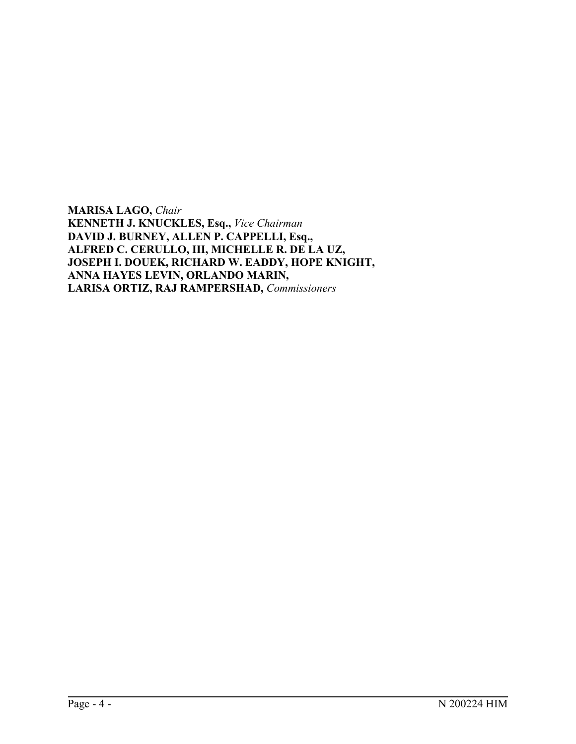**MARISA LAGO,** *Chair*
**KENNETH J. KNUCKLES, Esq.,** *Vice Chairman*
**DAVID J. BURNEY, ALLEN P. CAPPELLI, Esq.,**
**ALFRED C. CERULLO, III, MICHELLE R. DE LA UZ,**
**JOSEPH I. DOUEK, RICHARD W. EADDY, HOPE KNIGHT,**
**ANNA HAYES LEVIN, ORLANDO MARIN,**
**LARISA ORTIZ, RAJ RAMPERSHAD,** *Commissioners*